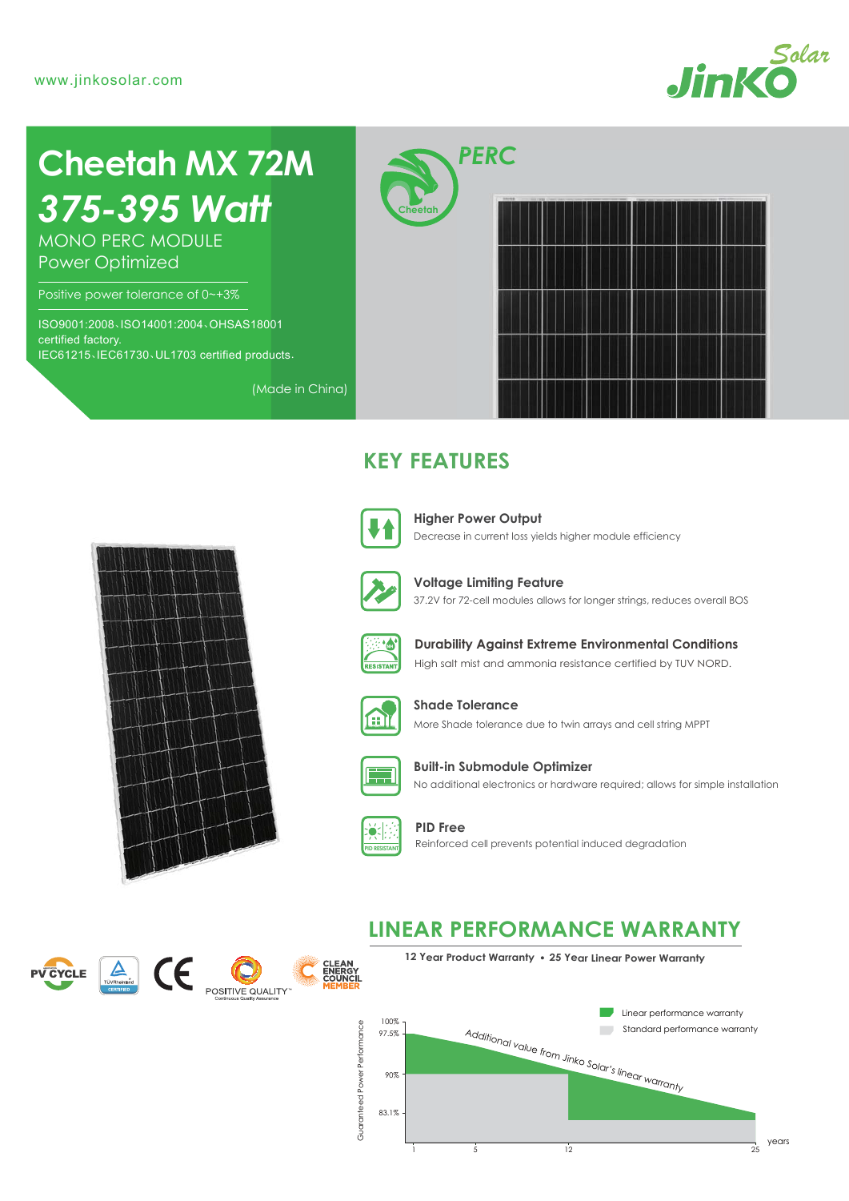www.jinkosolar.com

# Cheetah MX 72M

## *375-395 Watt*

MONO PERC MODULE
Power Optimized

Positive power tolerance of 0~+3%

ISO9001:2008、ISO14001:2004、OHSAS18001 certified factory.
IEC61215、IEC61730、UL1703 certified products.

(Made in China)

PERC

## KEY FEATURES

**Higher Power Output**
Decrease in current loss yields higher module efficiency

**Voltage Limiting Feature**
37.2V for 72-cell modules allows for longer strings, reduces overall BOS

**Durability Against Extreme Environmental Conditions**
High salt mist and ammonia resistance certified by TUV NORD.

**Shade Tolerance**
More Shade tolerance due to twin arrays and cell string MPPT

**Built-in Submodule Optimizer**
No additional electronics or hardware required; allows for simple installation

**PID Free**
Reinforced cell prevents potential induced degradation

## LINEAR PERFORMANCE WARRANTY

**12 Year Product Warranty • 25 Year Linear Power Warranty**

Linear performance warranty
Standard performance warranty

Additional value from Jinko Solar's linear warranty

Guaranteed Power Performance: 100%, 97.5%, 90%, 83.1%

years: 1, 5, 12, 25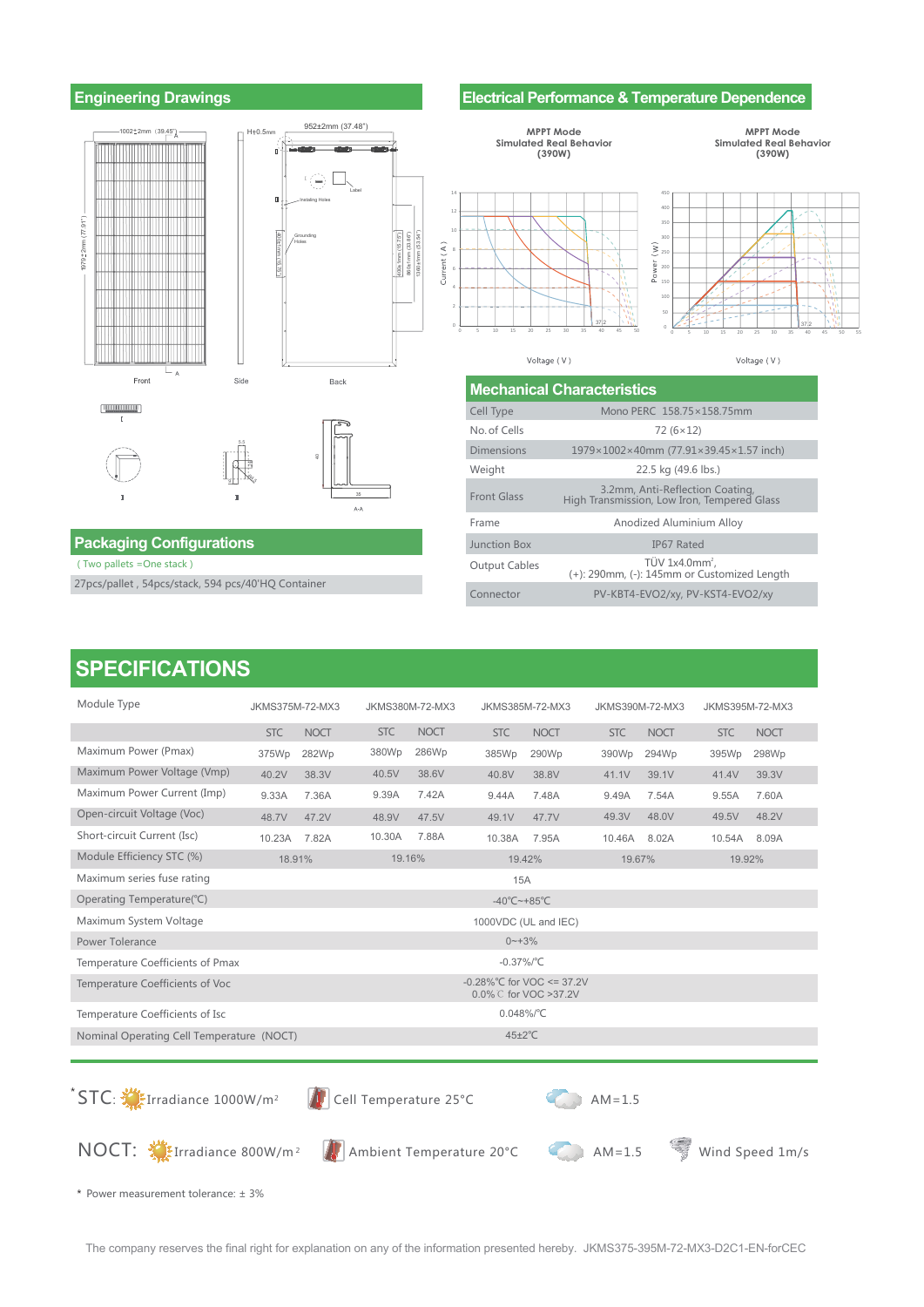## Engineering Drawings

1002±2mm (39.45")

H±0.5mm

952±2mm (37.48")

1979±2mm (77.91")

Installing Holes

Label

Grounding Holes

Front

Side

Back

A-A

## Electrical Performance & Temperature Dependence

MPPT Mode
Simulated Real Behavior
(390W)

Current ( A )

Voltage ( V )

MPPT Mode
Simulated Real Behavior
(390W)

Power ( W )

Voltage ( V )

## Mechanical Characteristics

| | |
|---|---|
| Cell Type | Mono PERC 158.75×158.75mm |
| No.of Cells | 72 (6×12) |
| Dimensions | 1979×1002×40mm (77.91×39.45×1.57 inch) |
| Weight | 22.5 kg (49.6 lbs.) |
| Front Glass | 3.2mm, Anti-Reflection Coating, High Transmission, Low Iron, Tempered Glass |
| Frame | Anodized Aluminium Alloy |
| Junction Box | IP67 Rated |
| Output Cables | TÜV 1x4.0mm², (+): 290mm, (-): 145mm or Customized Length |
| Connector | PV-KBT4-EVO2/xy, PV-KST4-EVO2/xy |

## Packaging Configurations

( Two pallets =One stack )

27pcs/pallet , 54pcs/stack, 594 pcs/40'HQ Container

## SPECIFICATIONS

| Module Type | JKMS375M-72-MX3 | | JKMS380M-72-MX3 | | JKMS385M-72-MX3 | | JKMS390M-72-MX3 | | JKMS395M-72-MX3 | |
|---|---|---|---|---|---|---|---|---|---|---|
| | STC | NOCT | STC | NOCT | STC | NOCT | STC | NOCT | STC | NOCT |
| Maximum Power (Pmax) | 375Wp | 282Wp | 380Wp | 286Wp | 385Wp | 290Wp | 390Wp | 294Wp | 395Wp | 298Wp |
| Maximum Power Voltage (Vmp) | 40.2V | 38.3V | 40.5V | 38.6V | 40.8V | 38.8V | 41.1V | 39.1V | 41.4V | 39.3V |
| Maximum Power Current (Imp) | 9.33A | 7.36A | 9.39A | 7.42A | 9.44A | 7.48A | 9.49A | 7.54A | 9.55A | 7.60A |
| Open-circuit Voltage (Voc) | 48.7V | 47.2V | 48.9V | 47.5V | 49.1V | 47.7V | 49.3V | 48.0V | 49.5V | 48.2V |
| Short-circuit Current (Isc) | 10.23A | 7.82A | 10.30A | 7.88A | 10.38A | 7.95A | 10.46A | 8.02A | 10.54A | 8.09A |
| Module Efficiency STC (%) | 18.91% | | 19.16% | | 19.42% | | 19.67% | | 19.92% | |
| Maximum series fuse rating | 15A | | | | | | | | | |
| Operating Temperature(℃) | -40℃~+85℃ | | | | | | | | | |
| Maximum System Voltage | 1000VDC (UL and IEC) | | | | | | | | | |
| Power Tolerance | 0~+3% | | | | | | | | | |
| Temperature Coefficients of Pmax | -0.37%/℃ | | | | | | | | | |
| Temperature Coefficients of Voc | -0.28%℃ for VOC <= 37.2V<br>0.0% ℃ for VOC >37.2V | | | | | | | | | |
| Temperature Coefficients of Isc | 0.048%/℃ | | | | | | | | | |
| Nominal Operating Cell Temperature (NOCT) | 45±2℃ | | | | | | | | | |

*STC: Irradiance 1000W/m² Cell Temperature 25°C AM=1.5

NOCT: Irradiance 800W/m² Ambient Temperature 20°C AM=1.5 Wind Speed 1m/s

* Power measurement tolerance: ± 3%

The company reserves the final right for explanation on any of the information presented hereby. JKMS375-395M-72-MX3-D2C1-EN-forCEC